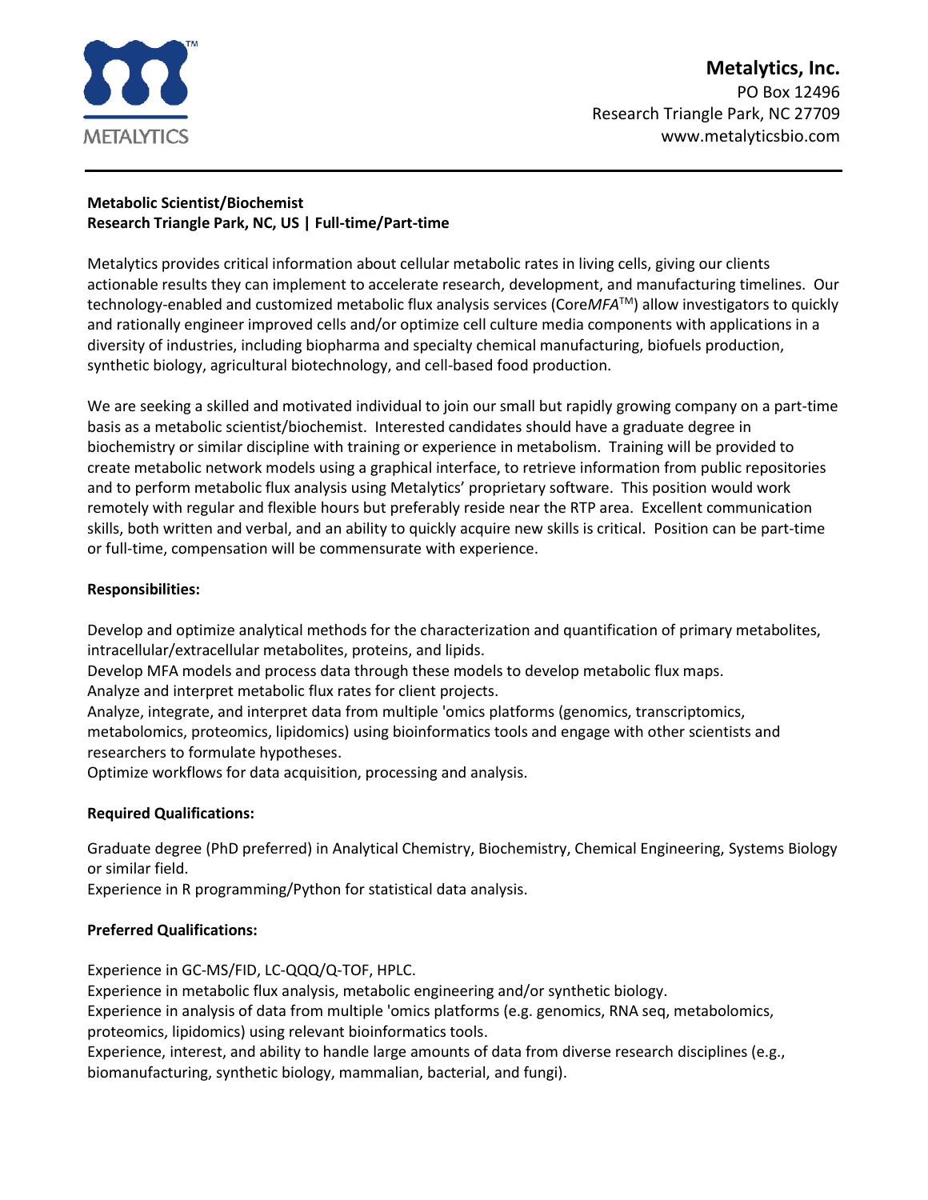**Metalytics, Inc.**
PO Box 12496
Research Triangle Park, NC 27709
www.metalyticsbio.com

---

**Metabolic Scientist/Biochemist**
**Research Triangle Park, NC, US | Full-time/Part-time**

Metalytics provides critical information about cellular metabolic rates in living cells, giving our clients actionable results they can implement to accelerate research, development, and manufacturing timelines. Our technology-enabled and customized metabolic flux analysis services (Core*MFA*™) allow investigators to quickly and rationally engineer improved cells and/or optimize cell culture media components with applications in a diversity of industries, including biopharma and specialty chemical manufacturing, biofuels production, synthetic biology, agricultural biotechnology, and cell-based food production.

We are seeking a skilled and motivated individual to join our small but rapidly growing company on a part-time basis as a metabolic scientist/biochemist. Interested candidates should have a graduate degree in biochemistry or similar discipline with training or experience in metabolism. Training will be provided to create metabolic network models using a graphical interface, to retrieve information from public repositories and to perform metabolic flux analysis using Metalytics' proprietary software. This position would work remotely with regular and flexible hours but preferably reside near the RTP area. Excellent communication skills, both written and verbal, and an ability to quickly acquire new skills is critical. Position can be part-time or full-time, compensation will be commensurate with experience.

**Responsibilities:**

Develop and optimize analytical methods for the characterization and quantification of primary metabolites, intracellular/extracellular metabolites, proteins, and lipids.
Develop MFA models and process data through these models to develop metabolic flux maps.
Analyze and interpret metabolic flux rates for client projects.
Analyze, integrate, and interpret data from multiple 'omics platforms (genomics, transcriptomics, metabolomics, proteomics, lipidomics) using bioinformatics tools and engage with other scientists and researchers to formulate hypotheses.
Optimize workflows for data acquisition, processing and analysis.

**Required Qualifications:**

Graduate degree (PhD preferred) in Analytical Chemistry, Biochemistry, Chemical Engineering, Systems Biology or similar field.
Experience in R programming/Python for statistical data analysis.

**Preferred Qualifications:**

Experience in GC-MS/FID, LC-QQQ/Q-TOF, HPLC.
Experience in metabolic flux analysis, metabolic engineering and/or synthetic biology.
Experience in analysis of data from multiple 'omics platforms (e.g. genomics, RNA seq, metabolomics, proteomics, lipidomics) using relevant bioinformatics tools.
Experience, interest, and ability to handle large amounts of data from diverse research disciplines (e.g., biomanufacturing, synthetic biology, mammalian, bacterial, and fungi).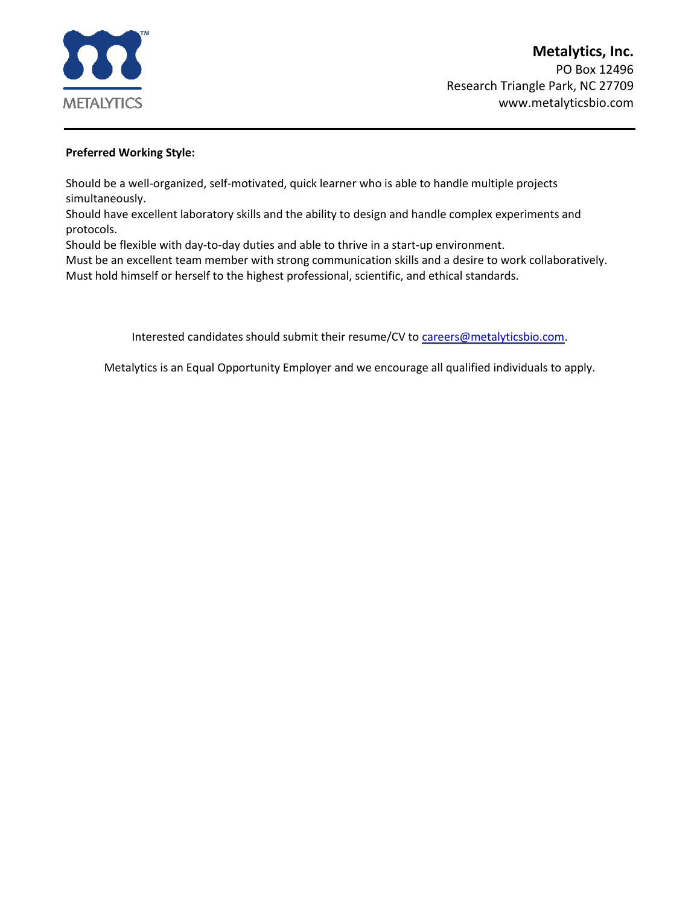**Metalytics, Inc.**
PO Box 12496
Research Triangle Park, NC 27709
www.metalyticsbio.com

---

**Preferred Working Style:**

Should be a well-organized, self-motivated, quick learner who is able to handle multiple projects simultaneously.
Should have excellent laboratory skills and the ability to design and handle complex experiments and protocols.
Should be flexible with day-to-day duties and able to thrive in a start-up environment.
Must be an excellent team member with strong communication skills and a desire to work collaboratively.
Must hold himself or herself to the highest professional, scientific, and ethical standards.

Interested candidates should submit their resume/CV to careers@metalyticsbio.com.

Metalytics is an Equal Opportunity Employer and we encourage all qualified individuals to apply.